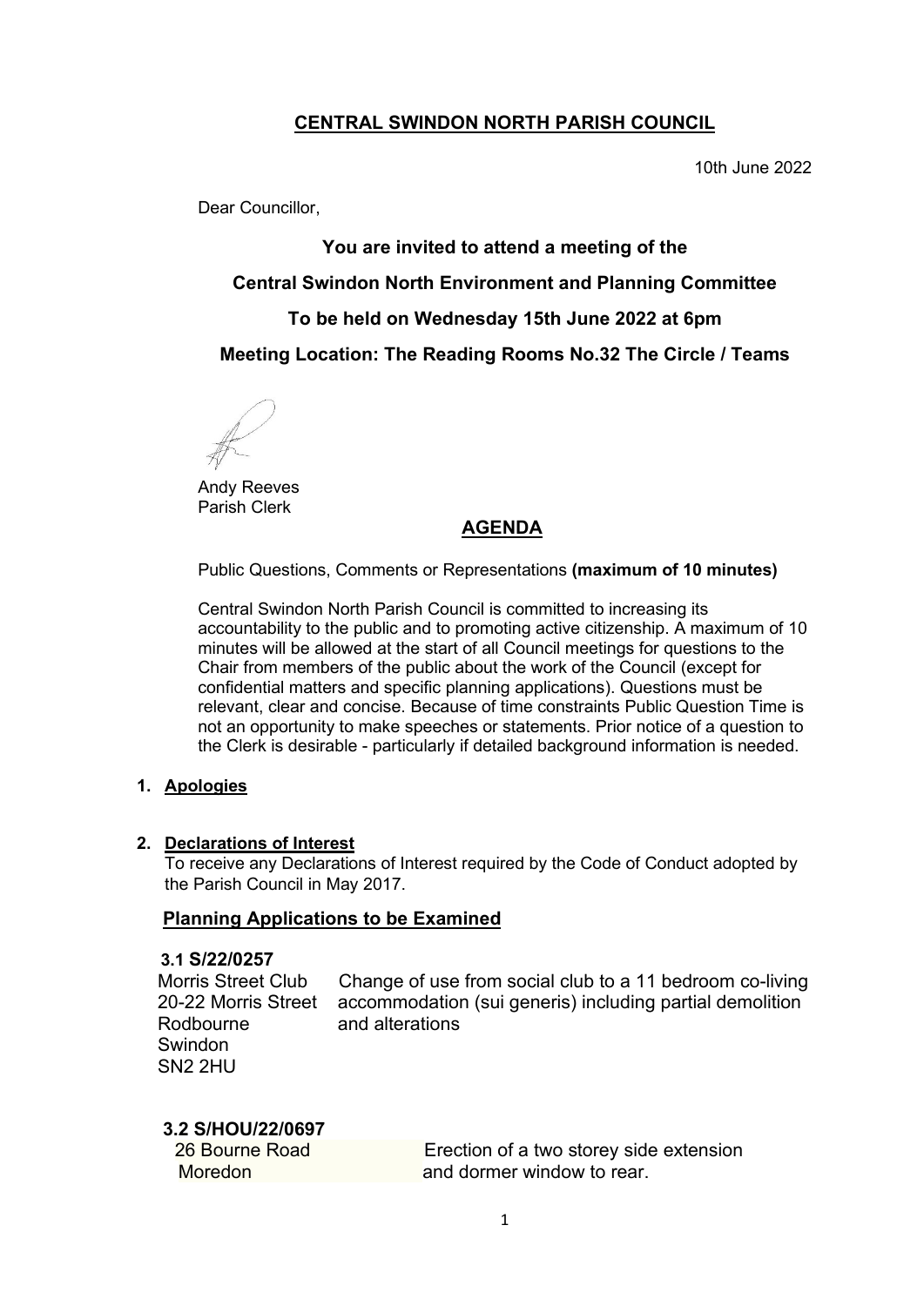# CENTRAL SWINDON NORTH PARISH COUNCIL

10th June 2022

Dear Councillor,

**You are invited to attend a meeting of the**

**Central Swindon North Environment and Planning Committee**

**To be held on Wednesday 15th June 2022 at 6pm**

**Meeting Location: The Reading Rooms No.32 The Circle / Teams**

Andy Reeves
Parish Clerk

## AGENDA

Public Questions, Comments or Representations **(maximum of 10 minutes)**

Central Swindon North Parish Council is committed to increasing its accountability to the public and to promoting active citizenship. A maximum of 10 minutes will be allowed at the start of all Council meetings for questions to the Chair from members of the public about the work of the Council (except for confidential matters and specific planning applications). Questions must be relevant, clear and concise. Because of time constraints Public Question Time is not an opportunity to make speeches or statements. Prior notice of a question to the Clerk is desirable - particularly if detailed background information is needed.

1. **Apologies**

2. **Declarations of Interest**
   To receive any Declarations of Interest required by the Code of Conduct adopted by the Parish Council in May 2017.

**Planning Applications to be Examined**

**3.1 S/22/0257**

| | |
|---|---|
| Morris Street Club<br>20-22 Morris Street<br>Rodbourne<br>Swindon<br>SN2 2HU | Change of use from social club to a 11 bedroom co-living accommodation (sui generis) including partial demolition and alterations |

**3.2 S/HOU/22/0697**

| | |
|---|---|
| 26 Bourne Road<br>Moredon | Erection of a two storey side extension and dormer window to rear. |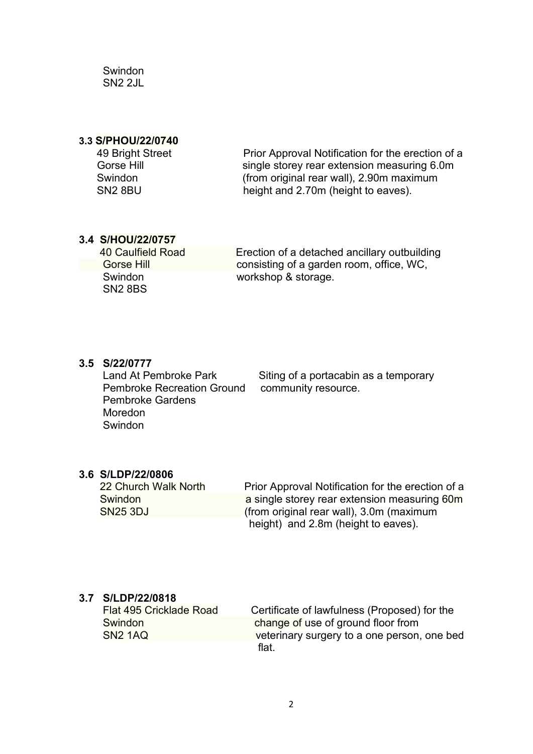Swindon
SN2 2JL

**3.3 S/PHOU/22/0740**

| | |
|---|---|
| 49 Bright Street<br>Gorse Hill<br>Swindon<br>SN2 8BU | Prior Approval Notification for the erection of a single storey rear extension measuring 6.0m (from original rear wall), 2.90m maximum height and 2.70m (height to eaves). |

**3.4 S/HOU/22/0757**

| | |
|---|---|
| 40 Caulfield Road<br>Gorse Hill<br>Swindon<br>SN2 8BS | Erection of a detached ancillary outbuilding consisting of a garden room, office, WC, workshop & storage. |

**3.5 S/22/0777**

| | |
|---|---|
| Land At Pembroke Park<br>Pembroke Recreation Ground<br>Pembroke Gardens<br>Moredon<br>Swindon | Siting of a portacabin as a temporary community resource. |

**3.6 S/LDP/22/0806**

| | |
|---|---|
| 22 Church Walk North<br>Swindon<br>SN25 3DJ | Prior Approval Notification for the erection of a a single storey rear extension measuring 60m (from original rear wall), 3.0m (maximum height) and 2.8m (height to eaves). |

**3.7 S/LDP/22/0818**

| | |
|---|---|
| Flat 495 Cricklade Road<br>Swindon<br>SN2 1AQ | Certificate of lawfulness (Proposed) for the change of use of ground floor from veterinary surgery to a one person, one bed flat. |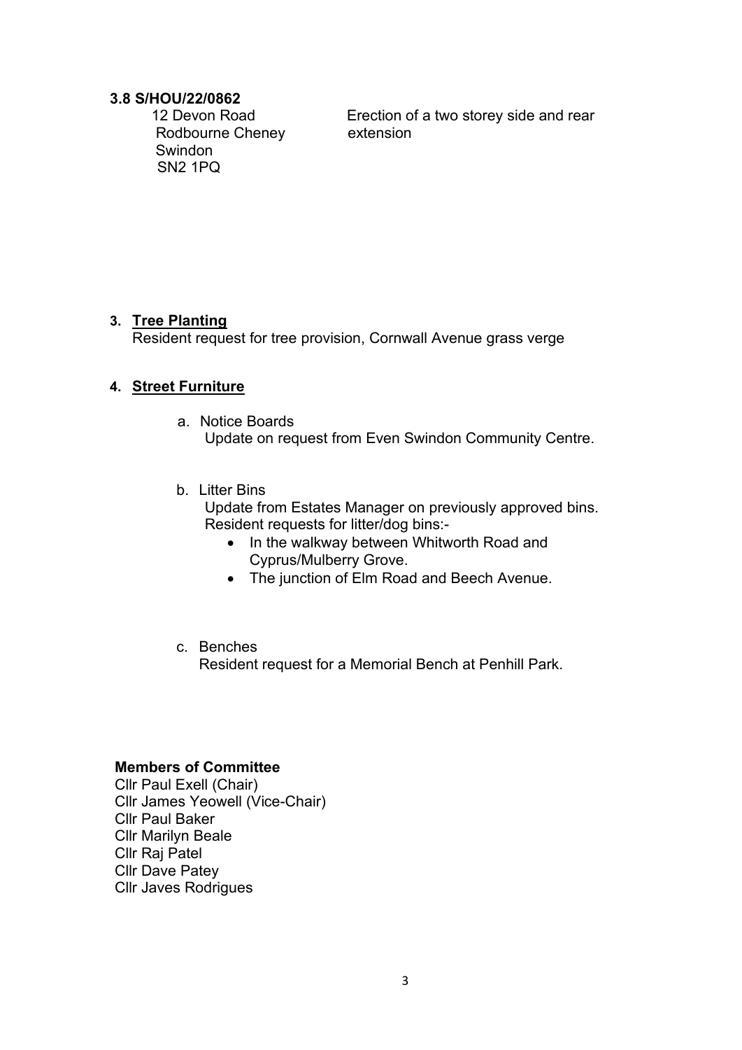**3.8 S/HOU/22/0862**

12 Devon Road
Rodbourne Cheney
Swindon
SN2 1PQ

Erection of a two storey side and rear extension

3. **Tree Planting**

   Resident request for tree provision, Cornwall Avenue grass verge

4. **Street Furniture**

   a. Notice Boards

      Update on request from Even Swindon Community Centre.

   b. Litter Bins

      Update from Estates Manager on previously approved bins.
      Resident requests for litter/dog bins:-

      - In the walkway between Whitworth Road and Cyprus/Mulberry Grove.
      - The junction of Elm Road and Beech Avenue.

   c. Benches

      Resident request for a Memorial Bench at Penhill Park.

**Members of Committee**

Cllr Paul Exell (Chair)
Cllr James Yeowell (Vice-Chair)
Cllr Paul Baker
Cllr Marilyn Beale
Cllr Raj Patel
Cllr Dave Patey
Cllr Javes Rodrigues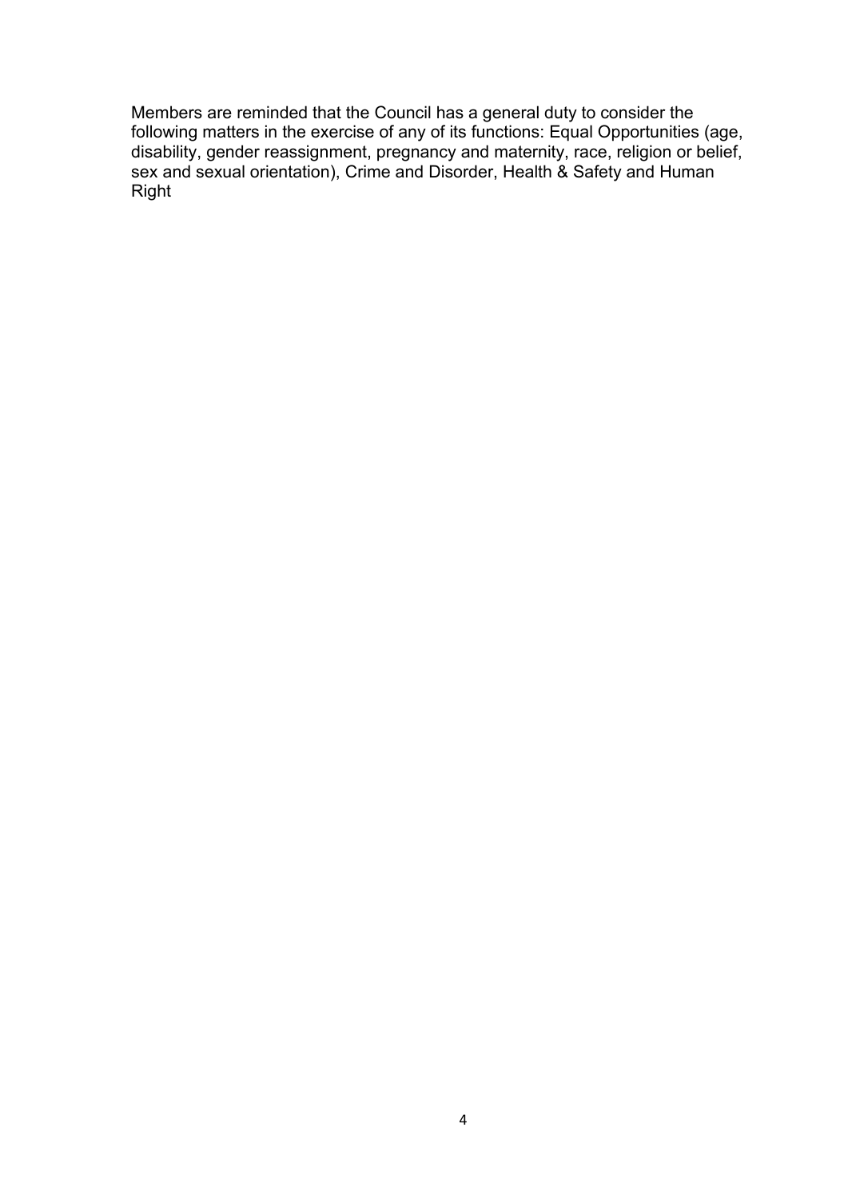Members are reminded that the Council has a general duty to consider the following matters in the exercise of any of its functions: Equal Opportunities (age, disability, gender reassignment, pregnancy and maternity, race, religion or belief, sex and sexual orientation), Crime and Disorder, Health & Safety and Human Right